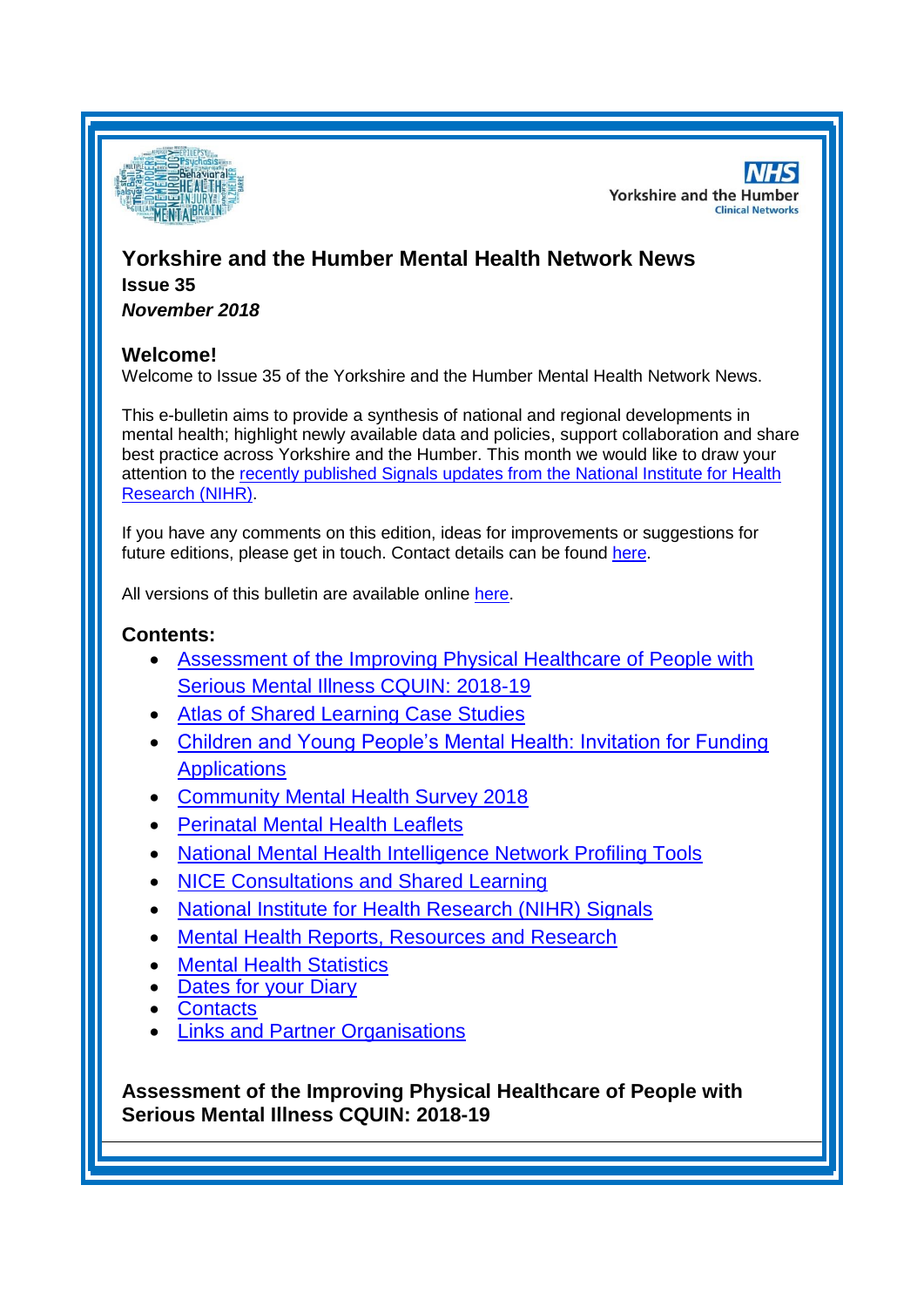# Yorkshire and the Humber Mental Health Network News

**Issue 35**

***November 2018***

## Welcome!

Welcome to Issue 35 of the Yorkshire and the Humber Mental Health Network News.

This e-bulletin aims to provide a synthesis of national and regional developments in mental health; highlight newly available data and policies, support collaboration and share best practice across Yorkshire and the Humber. This month we would like to draw your attention to the recently published Signals updates from the National Institute for Health Research (NIHR).

If you have any comments on this edition, ideas for improvements or suggestions for future editions, please get in touch. Contact details can be found here.

All versions of this bulletin are available online here.

## Contents:

- Assessment of the Improving Physical Healthcare of People with Serious Mental Illness CQUIN: 2018-19
- Atlas of Shared Learning Case Studies
- Children and Young People's Mental Health: Invitation for Funding Applications
- Community Mental Health Survey 2018
- Perinatal Mental Health Leaflets
- National Mental Health Intelligence Network Profiling Tools
- NICE Consultations and Shared Learning
- National Institute for Health Research (NIHR) Signals
- Mental Health Reports, Resources and Research
- Mental Health Statistics
- Dates for your Diary
- Contacts
- Links and Partner Organisations

**Assessment of the Improving Physical Healthcare of People with Serious Mental Illness CQUIN: 2018-19**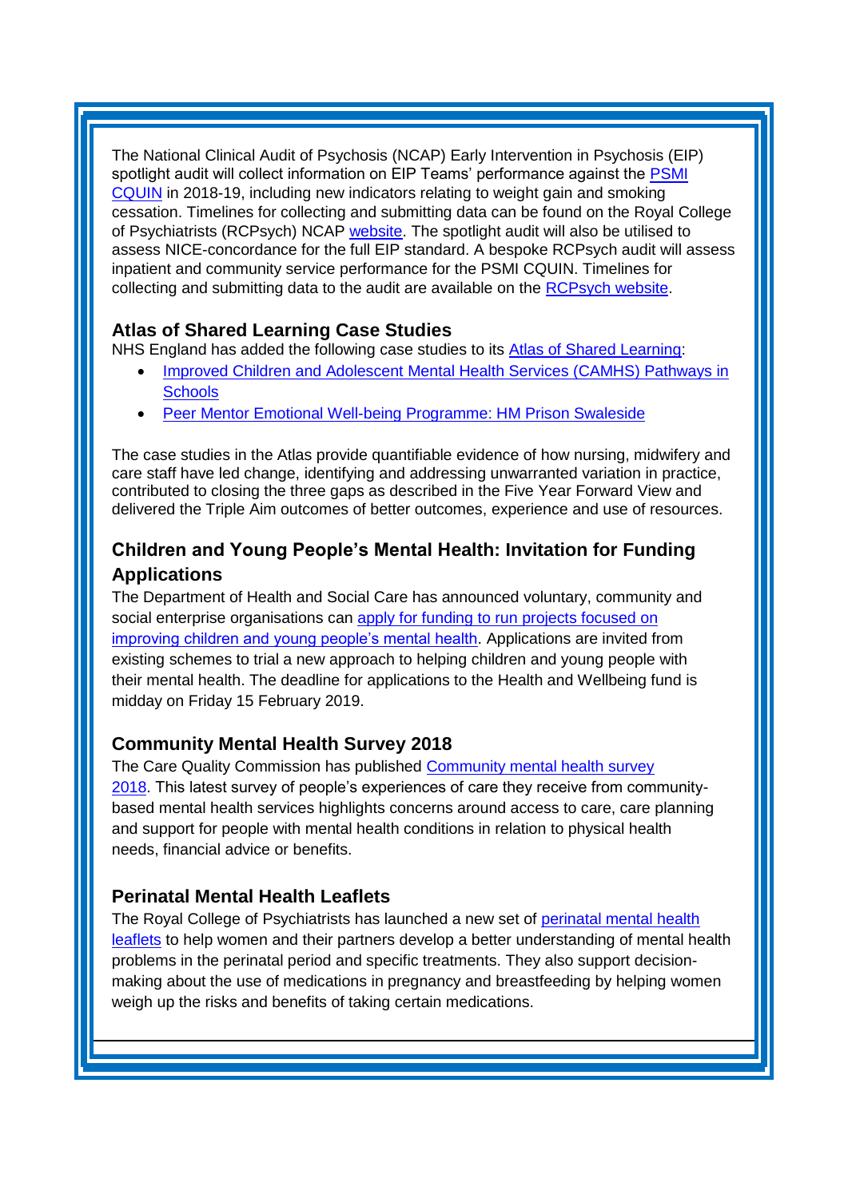The National Clinical Audit of Psychosis (NCAP) Early Intervention in Psychosis (EIP) spotlight audit will collect information on EIP Teams' performance against the PSMI CQUIN in 2018-19, including new indicators relating to weight gain and smoking cessation. Timelines for collecting and submitting data can be found on the Royal College of Psychiatrists (RCPsych) NCAP website. The spotlight audit will also be utilised to assess NICE-concordance for the full EIP standard. A bespoke RCPsych audit will assess inpatient and community service performance for the PSMI CQUIN. Timelines for collecting and submitting data to the audit are available on the RCPsych website.

### Atlas of Shared Learning Case Studies

NHS England has added the following case studies to its Atlas of Shared Learning:

- Improved Children and Adolescent Mental Health Services (CAMHS) Pathways in Schools
- Peer Mentor Emotional Well-being Programme: HM Prison Swaleside

The case studies in the Atlas provide quantifiable evidence of how nursing, midwifery and care staff have led change, identifying and addressing unwarranted variation in practice, contributed to closing the three gaps as described in the Five Year Forward View and delivered the Triple Aim outcomes of better outcomes, experience and use of resources.

### Children and Young People's Mental Health: Invitation for Funding Applications

The Department of Health and Social Care has announced voluntary, community and social enterprise organisations can apply for funding to run projects focused on improving children and young people's mental health. Applications are invited from existing schemes to trial a new approach to helping children and young people with their mental health. The deadline for applications to the Health and Wellbeing fund is midday on Friday 15 February 2019.

### Community Mental Health Survey 2018

The Care Quality Commission has published Community mental health survey 2018. This latest survey of people's experiences of care they receive from community-based mental health services highlights concerns around access to care, care planning and support for people with mental health conditions in relation to physical health needs, financial advice or benefits.

### Perinatal Mental Health Leaflets

The Royal College of Psychiatrists has launched a new set of perinatal mental health leaflets to help women and their partners develop a better understanding of mental health problems in the perinatal period and specific treatments. They also support decision-making about the use of medications in pregnancy and breastfeeding by helping women weigh up the risks and benefits of taking certain medications.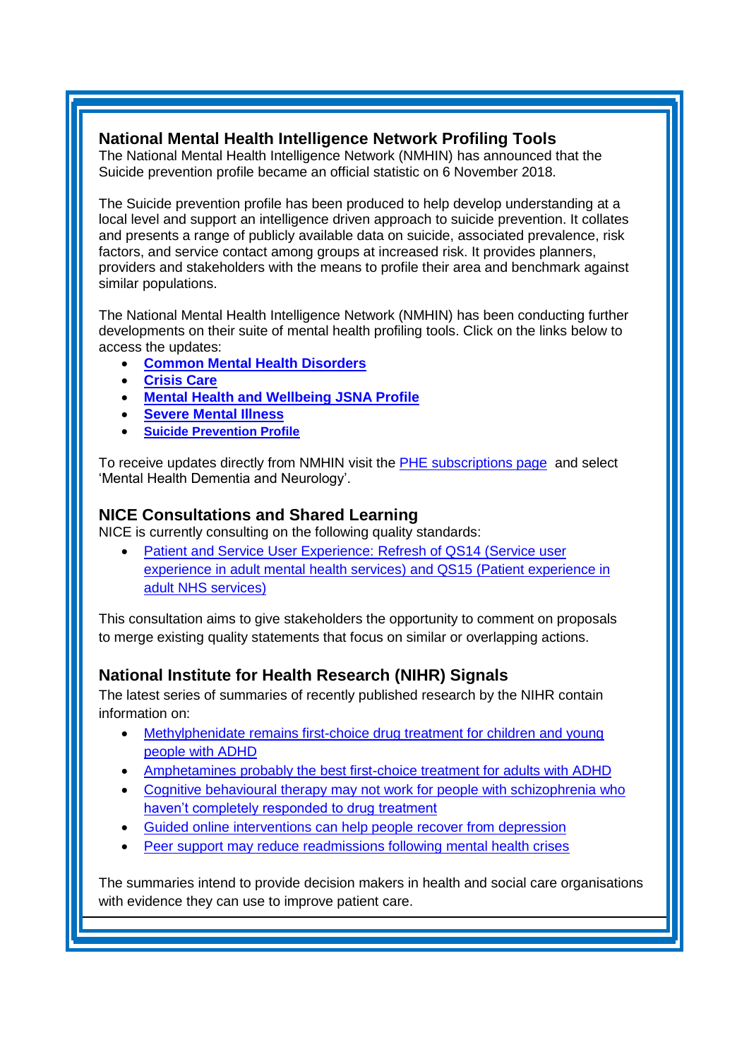## National Mental Health Intelligence Network Profiling Tools

The National Mental Health Intelligence Network (NMHIN) has announced that the Suicide prevention profile became an official statistic on 6 November 2018.

The Suicide prevention profile has been produced to help develop understanding at a local level and support an intelligence driven approach to suicide prevention. It collates and presents a range of publicly available data on suicide, associated prevalence, risk factors, and service contact among groups at increased risk. It provides planners, providers and stakeholders with the means to profile their area and benchmark against similar populations.

The National Mental Health Intelligence Network (NMHIN) has been conducting further developments on their suite of mental health profiling tools. Click on the links below to access the updates:

- **Common Mental Health Disorders**
- **Crisis Care**
- **Mental Health and Wellbeing JSNA Profile**
- **Severe Mental Illness**
- **Suicide Prevention Profile**

To receive updates directly from NMHIN visit the PHE subscriptions page and select 'Mental Health Dementia and Neurology'.

## NICE Consultations and Shared Learning

NICE is currently consulting on the following quality standards:

- Patient and Service User Experience: Refresh of QS14 (Service user experience in adult mental health services) and QS15 (Patient experience in adult NHS services)

This consultation aims to give stakeholders the opportunity to comment on proposals to merge existing quality statements that focus on similar or overlapping actions.

## National Institute for Health Research (NIHR) Signals

The latest series of summaries of recently published research by the NIHR contain information on:

- Methylphenidate remains first-choice drug treatment for children and young people with ADHD
- Amphetamines probably the best first-choice treatment for adults with ADHD
- Cognitive behavioural therapy may not work for people with schizophrenia who haven't completely responded to drug treatment
- Guided online interventions can help people recover from depression
- Peer support may reduce readmissions following mental health crises

The summaries intend to provide decision makers in health and social care organisations with evidence they can use to improve patient care.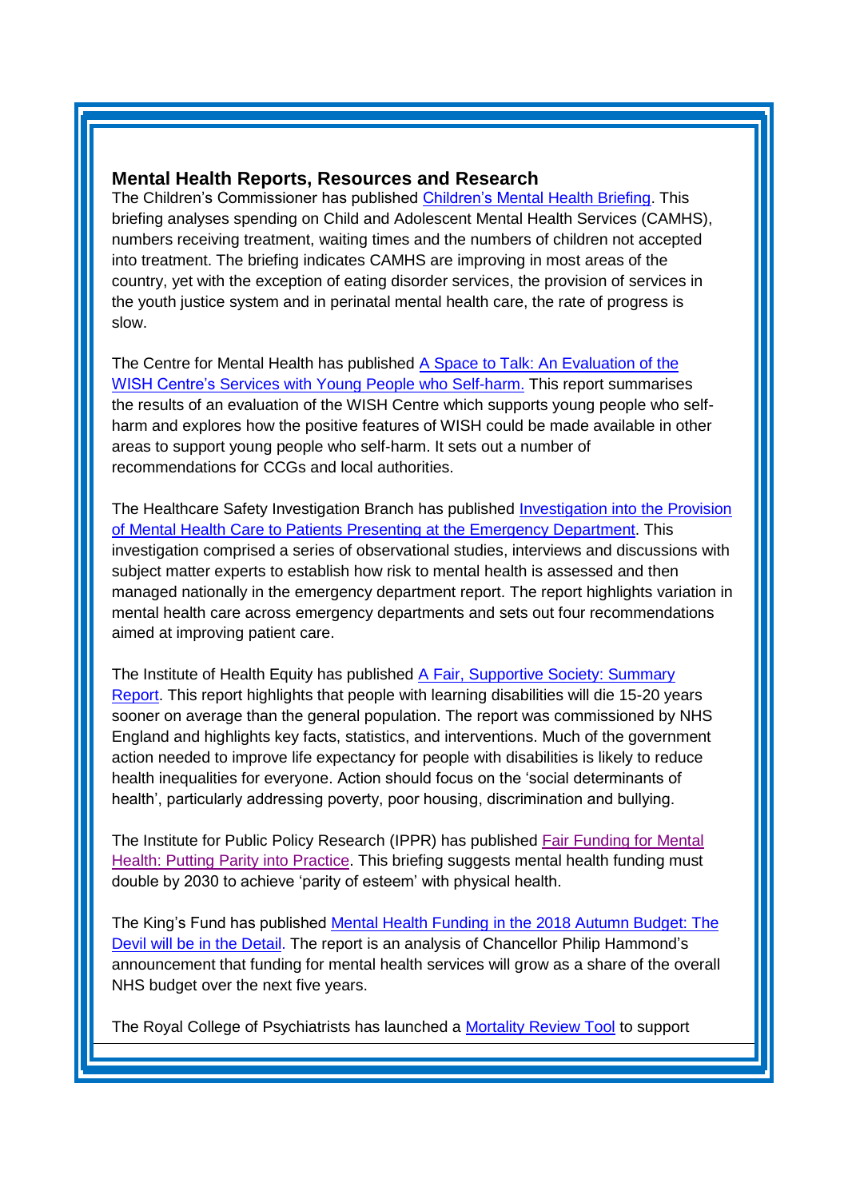## Mental Health Reports, Resources and Research

The Children's Commissioner has published Children's Mental Health Briefing. This briefing analyses spending on Child and Adolescent Mental Health Services (CAMHS), numbers receiving treatment, waiting times and the numbers of children not accepted into treatment. The briefing indicates CAMHS are improving in most areas of the country, yet with the exception of eating disorder services, the provision of services in the youth justice system and in perinatal mental health care, the rate of progress is slow.

The Centre for Mental Health has published A Space to Talk: An Evaluation of the WISH Centre's Services with Young People who Self-harm. This report summarises the results of an evaluation of the WISH Centre which supports young people who self-harm and explores how the positive features of WISH could be made available in other areas to support young people who self-harm. It sets out a number of recommendations for CCGs and local authorities.

The Healthcare Safety Investigation Branch has published Investigation into the Provision of Mental Health Care to Patients Presenting at the Emergency Department. This investigation comprised a series of observational studies, interviews and discussions with subject matter experts to establish how risk to mental health is assessed and then managed nationally in the emergency department report. The report highlights variation in mental health care across emergency departments and sets out four recommendations aimed at improving patient care.

The Institute of Health Equity has published A Fair, Supportive Society: Summary Report. This report highlights that people with learning disabilities will die 15-20 years sooner on average than the general population. The report was commissioned by NHS England and highlights key facts, statistics, and interventions. Much of the government action needed to improve life expectancy for people with disabilities is likely to reduce health inequalities for everyone. Action should focus on the 'social determinants of health', particularly addressing poverty, poor housing, discrimination and bullying.

The Institute for Public Policy Research (IPPR) has published Fair Funding for Mental Health: Putting Parity into Practice. This briefing suggests mental health funding must double by 2030 to achieve 'parity of esteem' with physical health.

The King's Fund has published Mental Health Funding in the 2018 Autumn Budget: The Devil will be in the Detail. The report is an analysis of Chancellor Philip Hammond's announcement that funding for mental health services will grow as a share of the overall NHS budget over the next five years.

The Royal College of Psychiatrists has launched a Mortality Review Tool to support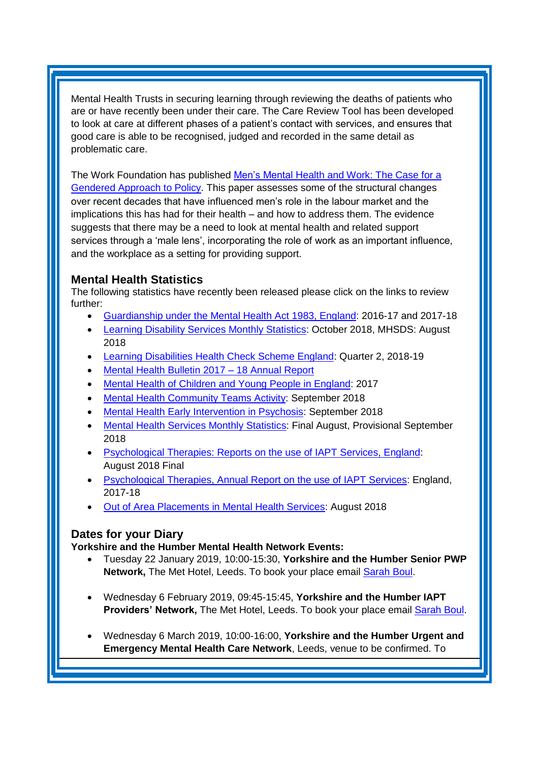Mental Health Trusts in securing learning through reviewing the deaths of patients who are or have recently been under their care. The Care Review Tool has been developed to look at care at different phases of a patient's contact with services, and ensures that good care is able to be recognised, judged and recorded in the same detail as problematic care.

The Work Foundation has published Men's Mental Health and Work: The Case for a Gendered Approach to Policy. This paper assesses some of the structural changes over recent decades that have influenced men's role in the labour market and the implications this has had for their health – and how to address them. The evidence suggests that there may be a need to look at mental health and related support services through a 'male lens', incorporating the role of work as an important influence, and the workplace as a setting for providing support.

## Mental Health Statistics

The following statistics have recently been released please click on the links to review further:

- Guardianship under the Mental Health Act 1983, England: 2016-17 and 2017-18
- Learning Disability Services Monthly Statistics: October 2018, MHSDS: August 2018
- Learning Disabilities Health Check Scheme England: Quarter 2, 2018-19
- Mental Health Bulletin 2017 – 18 Annual Report
- Mental Health of Children and Young People in England: 2017
- Mental Health Community Teams Activity: September 2018
- Mental Health Early Intervention in Psychosis: September 2018
- Mental Health Services Monthly Statistics: Final August, Provisional September 2018
- Psychological Therapies: Reports on the use of IAPT Services, England: August 2018 Final
- Psychological Therapies, Annual Report on the use of IAPT Services: England, 2017-18
- Out of Area Placements in Mental Health Services: August 2018

## Dates for your Diary

**Yorkshire and the Humber Mental Health Network Events:**

- Tuesday 22 January 2019, 10:00-15:30, **Yorkshire and the Humber Senior PWP Network,** The Met Hotel, Leeds. To book your place email Sarah Boul.

- Wednesday 6 February 2019, 09:45-15:45, **Yorkshire and the Humber IAPT Providers' Network,** The Met Hotel, Leeds. To book your place email Sarah Boul.

- Wednesday 6 March 2019, 10:00-16:00, **Yorkshire and the Humber Urgent and Emergency Mental Health Care Network**, Leeds, venue to be confirmed. To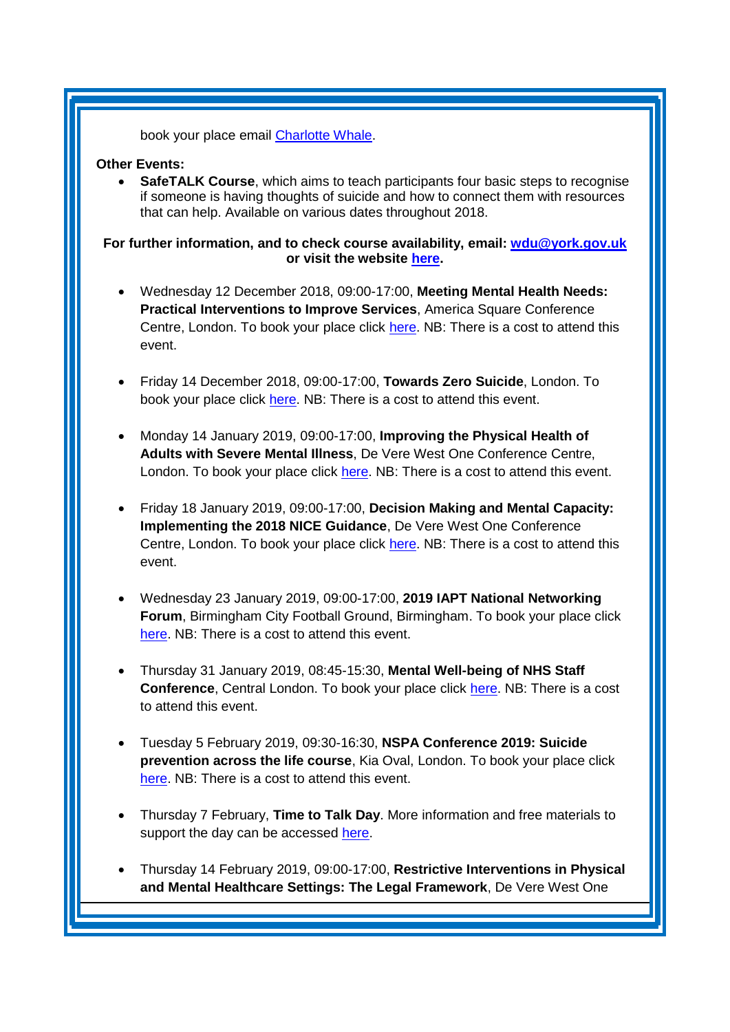book your place email Charlotte Whale.

**Other Events:**

- **SafeTALK Course**, which aims to teach participants four basic steps to recognise if someone is having thoughts of suicide and how to connect them with resources that can help. Available on various dates throughout 2018.

**For further information, and to check course availability, email: wdu@york.gov.uk or visit the website here.**

- Wednesday 12 December 2018, 09:00-17:00, **Meeting Mental Health Needs: Practical Interventions to Improve Services**, America Square Conference Centre, London. To book your place click here. NB: There is a cost to attend this event.

- Friday 14 December 2018, 09:00-17:00, **Towards Zero Suicide**, London. To book your place click here. NB: There is a cost to attend this event.

- Monday 14 January 2019, 09:00-17:00, **Improving the Physical Health of Adults with Severe Mental Illness**, De Vere West One Conference Centre, London. To book your place click here. NB: There is a cost to attend this event.

- Friday 18 January 2019, 09:00-17:00, **Decision Making and Mental Capacity: Implementing the 2018 NICE Guidance**, De Vere West One Conference Centre, London. To book your place click here. NB: There is a cost to attend this event.

- Wednesday 23 January 2019, 09:00-17:00, **2019 IAPT National Networking Forum**, Birmingham City Football Ground, Birmingham. To book your place click here. NB: There is a cost to attend this event.

- Thursday 31 January 2019, 08:45-15:30, **Mental Well-being of NHS Staff Conference**, Central London. To book your place click here. NB: There is a cost to attend this event.

- Tuesday 5 February 2019, 09:30-16:30, **NSPA Conference 2019: Suicide prevention across the life course**, Kia Oval, London. To book your place click here. NB: There is a cost to attend this event.

- Thursday 7 February, **Time to Talk Day**. More information and free materials to support the day can be accessed here.

- Thursday 14 February 2019, 09:00-17:00, **Restrictive Interventions in Physical and Mental Healthcare Settings: The Legal Framework**, De Vere West One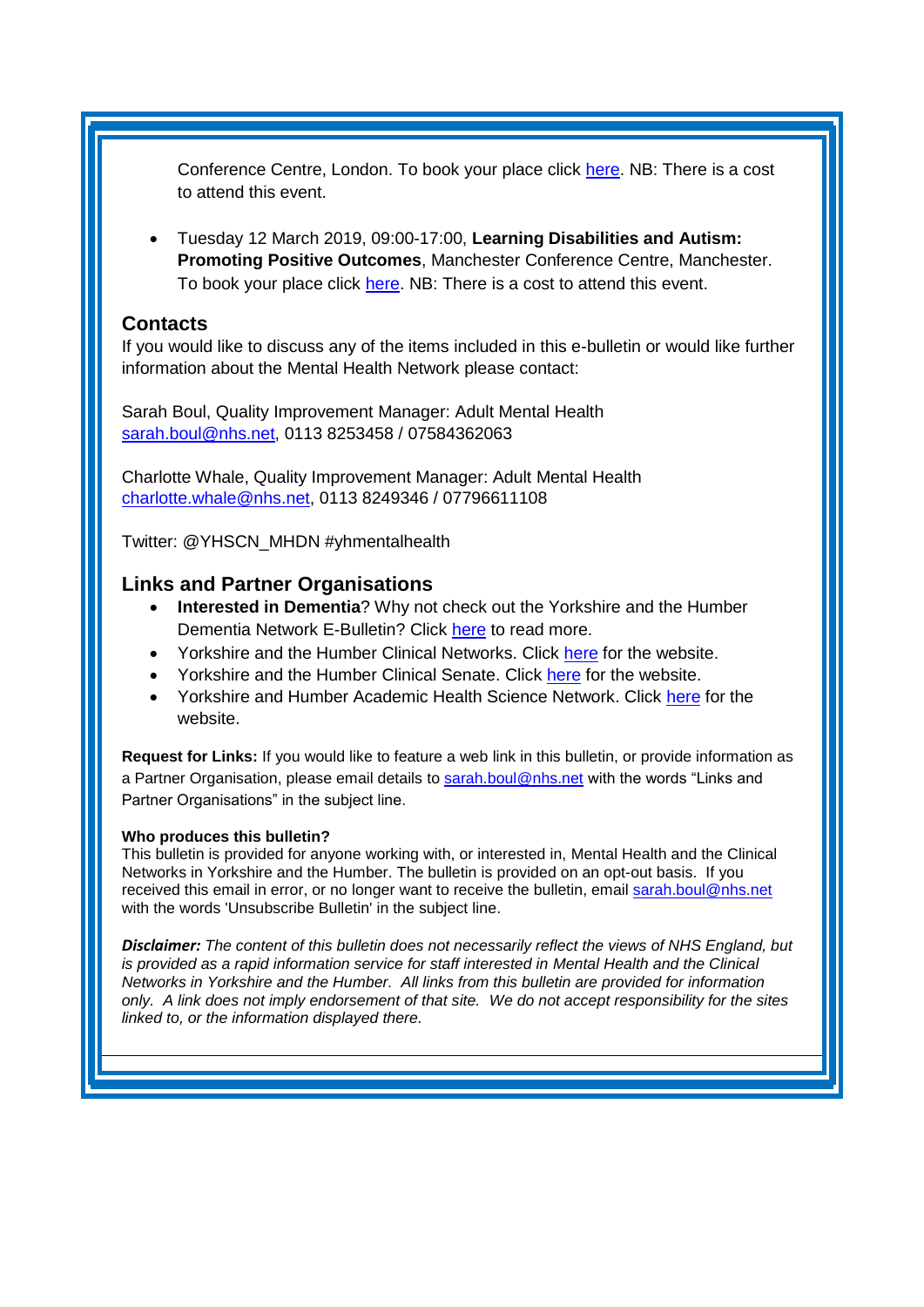Conference Centre, London. To book your place click here. NB: There is a cost to attend this event.

- Tuesday 12 March 2019, 09:00-17:00, **Learning Disabilities and Autism: Promoting Positive Outcomes**, Manchester Conference Centre, Manchester. To book your place click here. NB: There is a cost to attend this event.

## Contacts

If you would like to discuss any of the items included in this e-bulletin or would like further information about the Mental Health Network please contact:

Sarah Boul, Quality Improvement Manager: Adult Mental Health
sarah.boul@nhs.net, 0113 8253458 / 07584362063

Charlotte Whale, Quality Improvement Manager: Adult Mental Health
charlotte.whale@nhs.net, 0113 8249346 / 07796611108

Twitter: @YHSCN_MHDN #yhmentalhealth

## Links and Partner Organisations

- **Interested in Dementia**? Why not check out the Yorkshire and the Humber Dementia Network E-Bulletin? Click here to read more.
- Yorkshire and the Humber Clinical Networks. Click here for the website.
- Yorkshire and the Humber Clinical Senate. Click here for the website.
- Yorkshire and Humber Academic Health Science Network. Click here for the website.

**Request for Links:** If you would like to feature a web link in this bulletin, or provide information as a Partner Organisation, please email details to sarah.boul@nhs.net with the words "Links and Partner Organisations" in the subject line.

**Who produces this bulletin?**
This bulletin is provided for anyone working with, or interested in, Mental Health and the Clinical Networks in Yorkshire and the Humber. The bulletin is provided on an opt-out basis. If you received this email in error, or no longer want to receive the bulletin, email sarah.boul@nhs.net with the words 'Unsubscribe Bulletin' in the subject line.

***Disclaimer:*** *The content of this bulletin does not necessarily reflect the views of NHS England, but is provided as a rapid information service for staff interested in Mental Health and the Clinical Networks in Yorkshire and the Humber. All links from this bulletin are provided for information only. A link does not imply endorsement of that site. We do not accept responsibility for the sites linked to, or the information displayed there.*